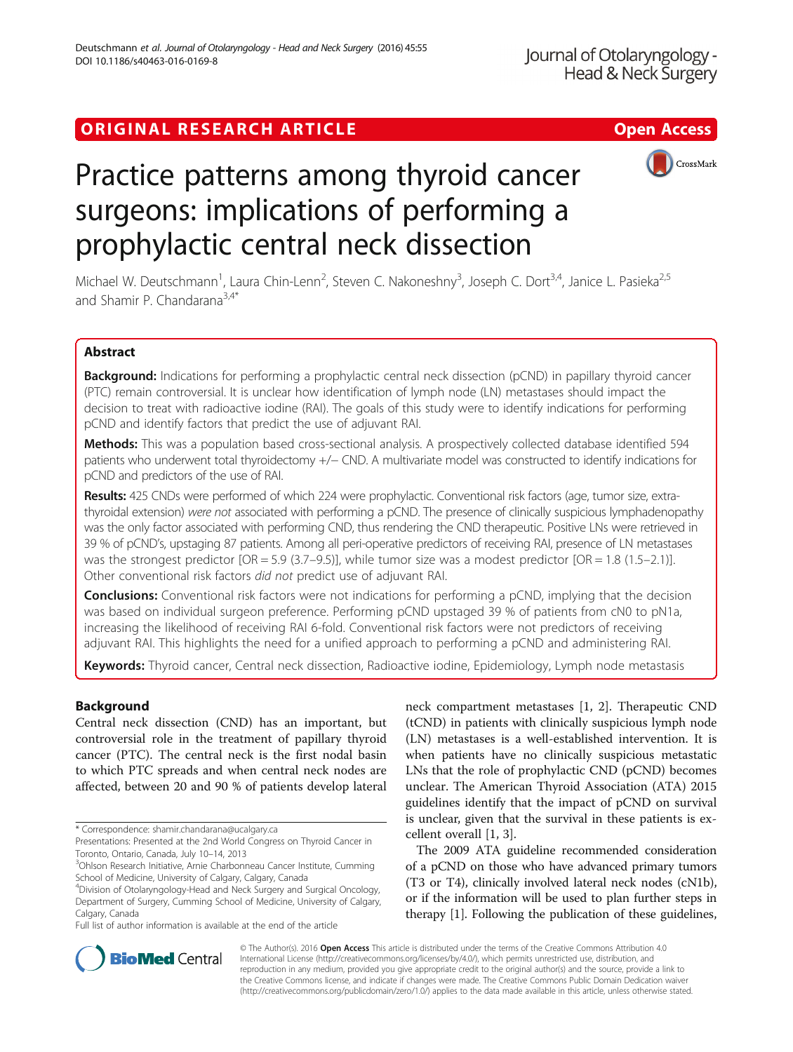ORIGINAL RESEARCH ARTICLE Open Access

# Practice patterns among thyroid cancer surgeons: implications of performing a prophylactic central neck dissection

Michael W. Deutschmann[1], Laura Chin-Lenn[2], Steven C. Nakoneshny[3], Joseph C. Dort[3,4], Janice L. Pasieka[2,5] and Shamir P. Chandarana[3,4*]

## Abstract

**Background:** Indications for performing a prophylactic central neck dissection (pCND) in papillary thyroid cancer (PTC) remain controversial. It is unclear how identification of lymph node (LN) metastases should impact the decision to treat with radioactive iodine (RAI). The goals of this study were to identify indications for performing pCND and identify factors that predict the use of adjuvant RAI.

**Methods:** This was a population based cross-sectional analysis. A prospectively collected database identified 594 patients who underwent total thyroidectomy +/− CND. A multivariate model was constructed to identify indications for pCND and predictors of the use of RAI.

**Results:** 425 CNDs were performed of which 224 were prophylactic. Conventional risk factors (age, tumor size, extra-thyroidal extension) *were not* associated with performing a pCND. The presence of clinically suspicious lymphadenopathy was the only factor associated with performing CND, thus rendering the CND therapeutic. Positive LNs were retrieved in 39 % of pCND's, upstaging 87 patients. Among all peri-operative predictors of receiving RAI, presence of LN metastases was the strongest predictor [OR = 5.9 (3.7–9.5)], while tumor size was a modest predictor [OR = 1.8 (1.5–2.1)]. Other conventional risk factors *did not* predict use of adjuvant RAI.

**Conclusions:** Conventional risk factors were not indications for performing a pCND, implying that the decision was based on individual surgeon preference. Performing pCND upstaged 39 % of patients from cN0 to pN1a, increasing the likelihood of receiving RAI 6-fold. Conventional risk factors were not predictors of receiving adjuvant RAI. This highlights the need for a unified approach to performing a pCND and administering RAI.

**Keywords:** Thyroid cancer, Central neck dissection, Radioactive iodine, Epidemiology, Lymph node metastasis

## Background

Central neck dissection (CND) has an important, but controversial role in the treatment of papillary thyroid cancer (PTC). The central neck is the first nodal basin to which PTC spreads and when central neck nodes are affected, between 20 and 90 % of patients develop lateral neck compartment metastases [1, 2]. Therapeutic CND (tCND) in patients with clinically suspicious lymph node (LN) metastases is a well-established intervention. It is when patients have no clinically suspicious metastatic LNs that the role of prophylactic CND (pCND) becomes unclear. The American Thyroid Association (ATA) 2015 guidelines identify that the impact of pCND on survival is unclear, given that the survival in these patients is excellent overall [1, 3].

The 2009 ATA guideline recommended consideration of a pCND on those who have advanced primary tumors (T3 or T4), clinically involved lateral neck nodes (cN1b), or if the information will be used to plan further steps in therapy [1]. Following the publication of these guidelines,

\* Correspondence: shamir.chandarana@ucalgary.ca

Presentations: Presented at the 2nd World Congress on Thyroid Cancer in Toronto, Ontario, Canada, July 10–14, 2013

[3]Ohlson Research Initiative, Arnie Charbonneau Cancer Institute, Cumming School of Medicine, University of Calgary, Calgary, Canada

[4]Division of Otolaryngology-Head and Neck Surgery and Surgical Oncology, Department of Surgery, Cumming School of Medicine, University of Calgary, Calgary, Canada

Full list of author information is available at the end of the article

© The Author(s). 2016 **Open Access** This article is distributed under the terms of the Creative Commons Attribution 4.0 International License (http://creativecommons.org/licenses/by/4.0/), which permits unrestricted use, distribution, and reproduction in any medium, provided you give appropriate credit to the original author(s) and the source, provide a link to the Creative Commons license, and indicate if changes were made. The Creative Commons Public Domain Dedication waiver (http://creativecommons.org/publicdomain/zero/1.0/) applies to the data made available in this article, unless otherwise stated.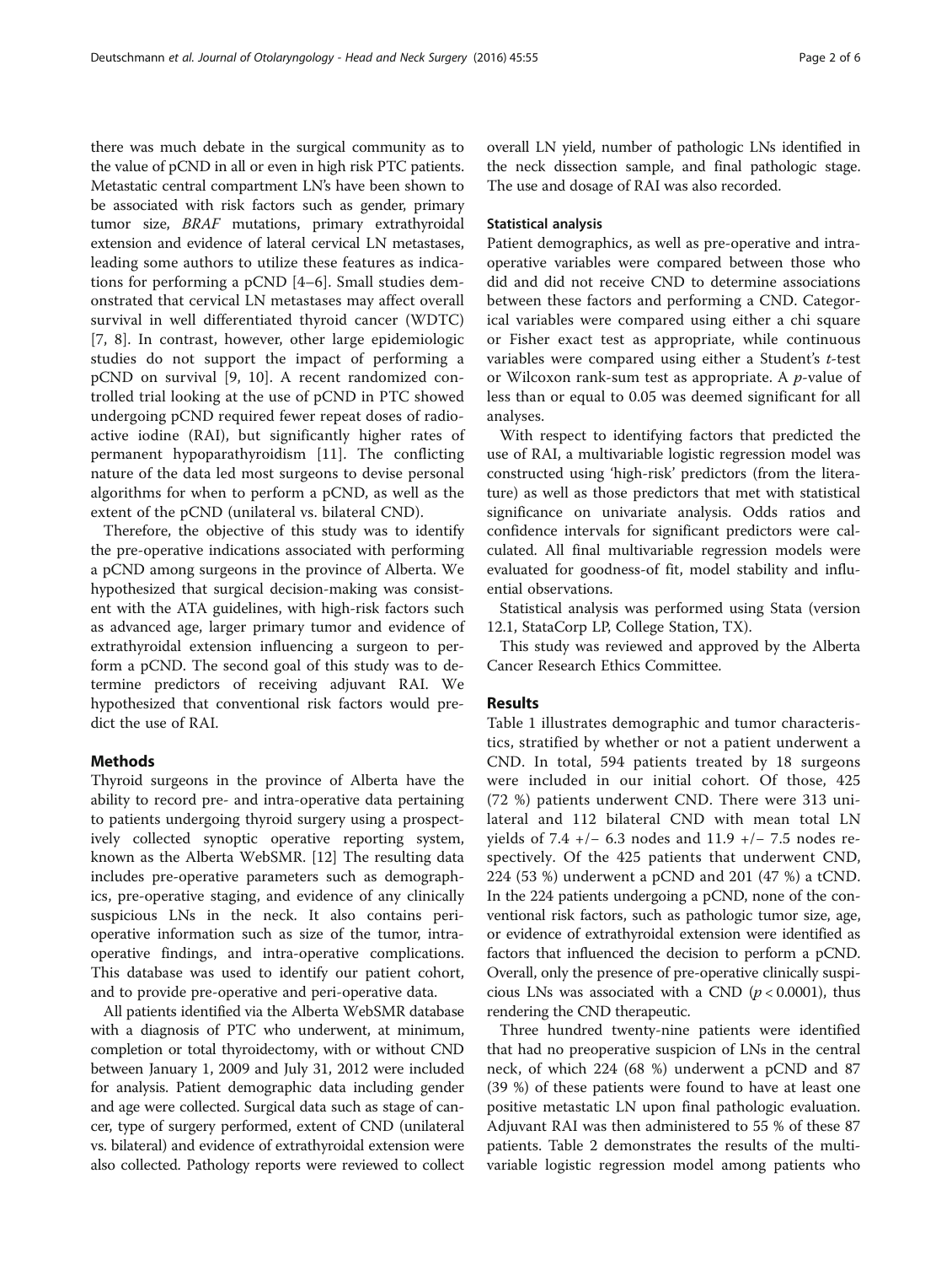there was much debate in the surgical community as to the value of pCND in all or even in high risk PTC patients. Metastatic central compartment LN's have been shown to be associated with risk factors such as gender, primary tumor size, *BRAF* mutations, primary extrathyroidal extension and evidence of lateral cervical LN metastases, leading some authors to utilize these features as indications for performing a pCND [4–6]. Small studies demonstrated that cervical LN metastases may affect overall survival in well differentiated thyroid cancer (WDTC) [7, 8]. In contrast, however, other large epidemiologic studies do not support the impact of performing a pCND on survival [9, 10]. A recent randomized controlled trial looking at the use of pCND in PTC showed undergoing pCND required fewer repeat doses of radioactive iodine (RAI), but significantly higher rates of permanent hypoparathyroidism [11]. The conflicting nature of the data led most surgeons to devise personal algorithms for when to perform a pCND, as well as the extent of the pCND (unilateral vs. bilateral CND).

Therefore, the objective of this study was to identify the pre-operative indications associated with performing a pCND among surgeons in the province of Alberta. We hypothesized that surgical decision-making was consistent with the ATA guidelines, with high-risk factors such as advanced age, larger primary tumor and evidence of extrathyroidal extension influencing a surgeon to perform a pCND. The second goal of this study was to determine predictors of receiving adjuvant RAI. We hypothesized that conventional risk factors would predict the use of RAI.

## Methods

Thyroid surgeons in the province of Alberta have the ability to record pre- and intra-operative data pertaining to patients undergoing thyroid surgery using a prospectively collected synoptic operative reporting system, known as the Alberta WebSMR. [12] The resulting data includes pre-operative parameters such as demographics, pre-operative staging, and evidence of any clinically suspicious LNs in the neck. It also contains peri-operative information such as size of the tumor, intra-operative findings, and intra-operative complications. This database was used to identify our patient cohort, and to provide pre-operative and peri-operative data.

All patients identified via the Alberta WebSMR database with a diagnosis of PTC who underwent, at minimum, completion or total thyroidectomy, with or without CND between January 1, 2009 and July 31, 2012 were included for analysis. Patient demographic data including gender and age were collected. Surgical data such as stage of cancer, type of surgery performed, extent of CND (unilateral vs. bilateral) and evidence of extrathyroidal extension were also collected. Pathology reports were reviewed to collect overall LN yield, number of pathologic LNs identified in the neck dissection sample, and final pathologic stage. The use and dosage of RAI was also recorded.

### Statistical analysis

Patient demographics, as well as pre-operative and intra-operative variables were compared between those who did and did not receive CND to determine associations between these factors and performing a CND. Categorical variables were compared using either a chi square or Fisher exact test as appropriate, while continuous variables were compared using either a Student's *t*-test or Wilcoxon rank-sum test as appropriate. A *p*-value of less than or equal to 0.05 was deemed significant for all analyses.

With respect to identifying factors that predicted the use of RAI, a multivariable logistic regression model was constructed using 'high-risk' predictors (from the literature) as well as those predictors that met with statistical significance on univariate analysis. Odds ratios and confidence intervals for significant predictors were calculated. All final multivariable regression models were evaluated for goodness-of fit, model stability and influential observations.

Statistical analysis was performed using Stata (version 12.1, StataCorp LP, College Station, TX).

This study was reviewed and approved by the Alberta Cancer Research Ethics Committee.

## Results

Table 1 illustrates demographic and tumor characteristics, stratified by whether or not a patient underwent a CND. In total, 594 patients treated by 18 surgeons were included in our initial cohort. Of those, 425 (72 %) patients underwent CND. There were 313 unilateral and 112 bilateral CND with mean total LN yields of 7.4 +/− 6.3 nodes and 11.9 +/− 7.5 nodes respectively. Of the 425 patients that underwent CND, 224 (53 %) underwent a pCND and 201 (47 %) a tCND. In the 224 patients undergoing a pCND, none of the conventional risk factors, such as pathologic tumor size, age, or evidence of extrathyroidal extension were identified as factors that influenced the decision to perform a pCND. Overall, only the presence of pre-operative clinically suspicious LNs was associated with a CND ($p < 0.0001$), thus rendering the CND therapeutic.

Three hundred twenty-nine patients were identified that had no preoperative suspicion of LNs in the central neck, of which 224 (68 %) underwent a pCND and 87 (39 %) of these patients were found to have at least one positive metastatic LN upon final pathologic evaluation. Adjuvant RAI was then administered to 55 % of these 87 patients. Table 2 demonstrates the results of the multivariable logistic regression model among patients who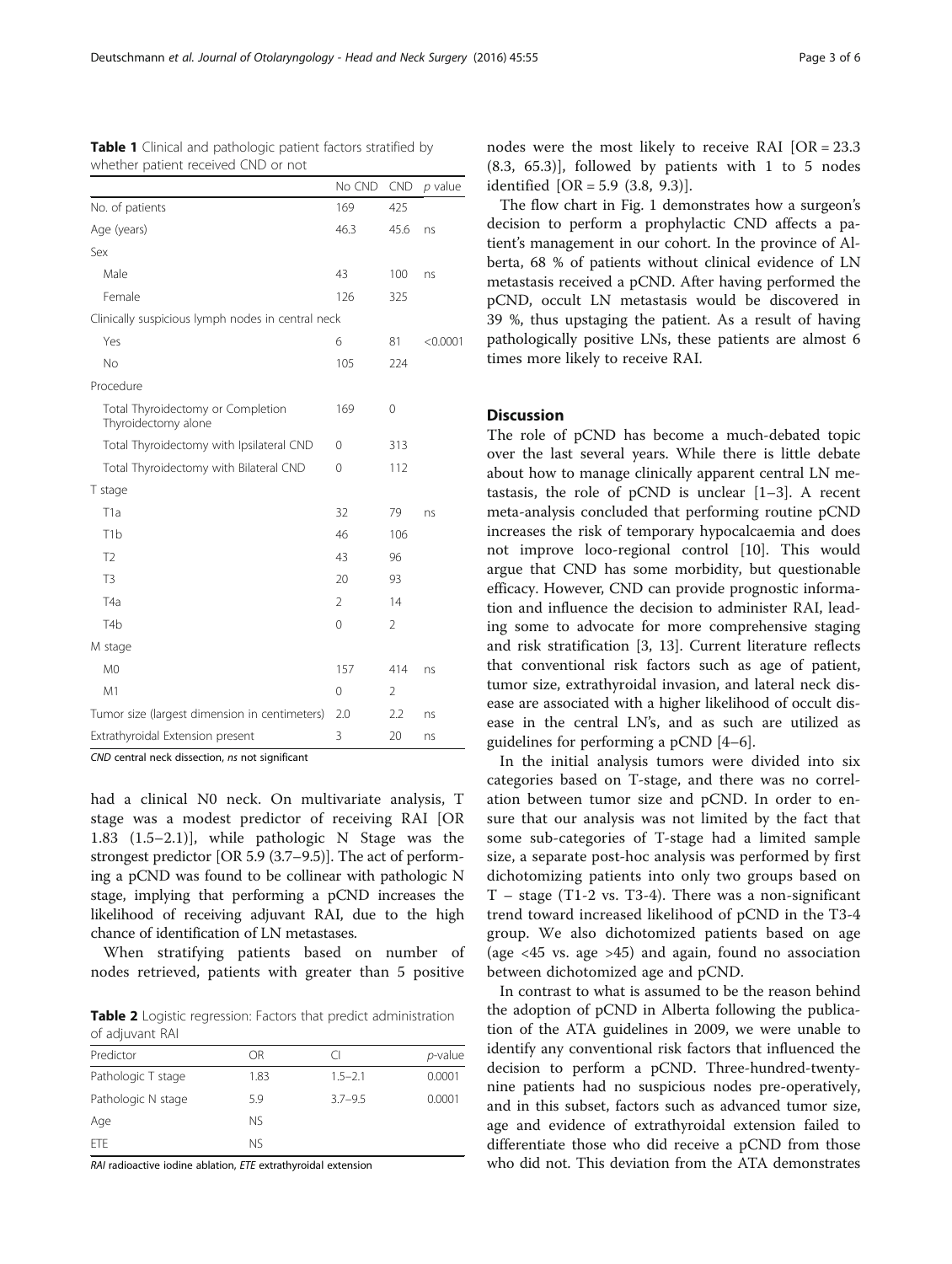**Table 1** Clinical and pathologic patient factors stratified by whether patient received CND or not

| | No CND | CND | *p* value |
|---|---|---|---|
| No. of patients | 169 | 425 | |
| Age (years) | 46.3 | 45.6 | ns |
| Sex | | | |
| Male | 43 | 100 | ns |
| Female | 126 | 325 | |
| Clinically suspicious lymph nodes in central neck | | | |
| Yes | 6 | 81 | <0.0001 |
| No | 105 | 224 | |
| Procedure | | | |
| Total Thyroidectomy or Completion Thyroidectomy alone | 169 | 0 | |
| Total Thyroidectomy with Ipsilateral CND | 0 | 313 | |
| Total Thyroidectomy with Bilateral CND | 0 | 112 | |
| T stage | | | |
| T1a | 32 | 79 | ns |
| T1b | 46 | 106 | |
| T2 | 43 | 96 | |
| T3 | 20 | 93 | |
| T4a | 2 | 14 | |
| T4b | 0 | 2 | |
| M stage | | | |
| M0 | 157 | 414 | ns |
| M1 | 0 | 2 | |
| Tumor size (largest dimension in centimeters) | 2.0 | 2.2 | ns |
| Extrathyroidal Extension present | 3 | 20 | ns |

*CND* central neck dissection, *ns* not significant

had a clinical N0 neck. On multivariate analysis, T stage was a modest predictor of receiving RAI [OR 1.83 (1.5–2.1)], while pathologic N Stage was the strongest predictor [OR 5.9 (3.7–9.5)]. The act of performing a pCND was found to be collinear with pathologic N stage, implying that performing a pCND increases the likelihood of receiving adjuvant RAI, due to the high chance of identification of LN metastases.

When stratifying patients based on number of nodes retrieved, patients with greater than 5 positive nodes were the most likely to receive RAI [OR = 23.3 (8.3, 65.3)], followed by patients with 1 to 5 nodes identified [OR = 5.9 (3.8, 9.3)].

**Table 2** Logistic regression: Factors that predict administration of adjuvant RAI

| Predictor | OR | CI | *p*-value |
|---|---|---|---|
| Pathologic T stage | 1.83 | 1.5–2.1 | 0.0001 |
| Pathologic N stage | 5.9 | 3.7–9.5 | 0.0001 |
| Age | NS | | |
| ETE | NS | | |

*RAI* radioactive iodine ablation, *ETE* extrathyroidal extension

The flow chart in Fig. 1 demonstrates how a surgeon's decision to perform a prophylactic CND affects a patient's management in our cohort. In the province of Alberta, 68 % of patients without clinical evidence of LN metastasis received a pCND. After having performed the pCND, occult LN metastasis would be discovered in 39 %, thus upstaging the patient. As a result of having pathologically positive LNs, these patients are almost 6 times more likely to receive RAI.

## Discussion

The role of pCND has become a much-debated topic over the last several years. While there is little debate about how to manage clinically apparent central LN metastasis, the role of pCND is unclear [1–3]. A recent meta-analysis concluded that performing routine pCND increases the risk of temporary hypocalcaemia and does not improve loco-regional control [10]. This would argue that CND has some morbidity, but questionable efficacy. However, CND can provide prognostic information and influence the decision to administer RAI, leading some to advocate for more comprehensive staging and risk stratification [3, 13]. Current literature reflects that conventional risk factors such as age of patient, tumor size, extrathyroidal invasion, and lateral neck disease are associated with a higher likelihood of occult disease in the central LN's, and as such are utilized as guidelines for performing a pCND [4–6].

In the initial analysis tumors were divided into six categories based on T-stage, and there was no correlation between tumor size and pCND. In order to ensure that our analysis was not limited by the fact that some sub-categories of T-stage had a limited sample size, a separate post-hoc analysis was performed by first dichotomizing patients into only two groups based on T – stage (T1-2 vs. T3-4). There was a non-significant trend toward increased likelihood of pCND in the T3-4 group. We also dichotomized patients based on age (age <45 vs. age >45) and again, found no association between dichotomized age and pCND.

In contrast to what is assumed to be the reason behind the adoption of pCND in Alberta following the publication of the ATA guidelines in 2009, we were unable to identify any conventional risk factors that influenced the decision to perform a pCND. Three-hundred-twenty-nine patients had no suspicious nodes pre-operatively, and in this subset, factors such as advanced tumor size, age and evidence of extrathyroidal extension failed to differentiate those who did receive a pCND from those who did not. This deviation from the ATA demonstrates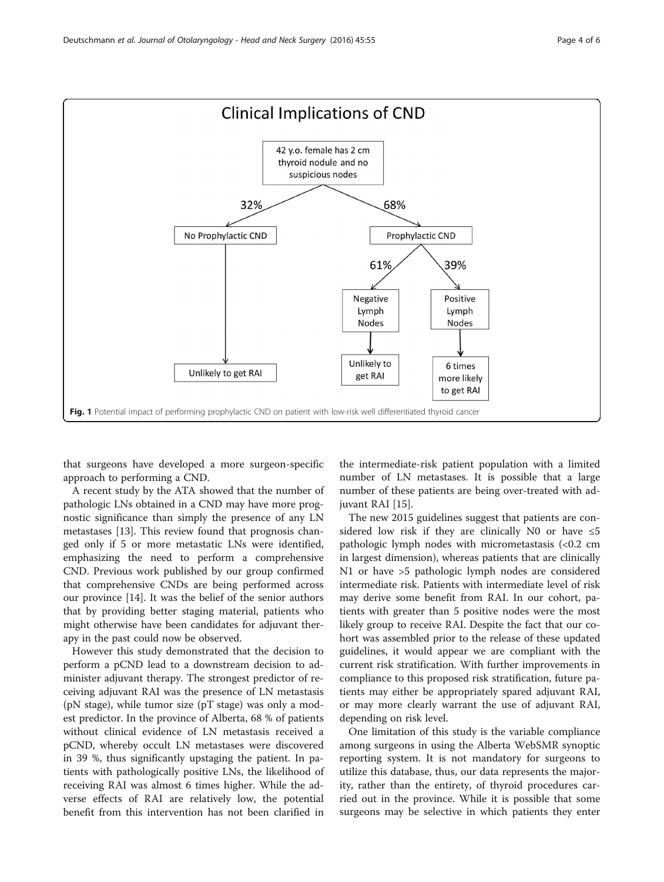**Clinical Implications of CND**

- 42 y.o. female has 2 cm thyroid nodule and no suspicious nodes
  - 32% → No Prophylactic CND → Unlikely to get RAI
  - 68% → Prophylactic CND
    - 61% → Negative Lymph Nodes → Unlikely to get RAI
    - 39% → Positive Lymph Nodes → 6 times more likely to get RAI

**Fig. 1** Potential impact of performing prophylactic CND on patient with low-risk well differentiated thyroid cancer

that surgeons have developed a more surgeon-specific approach to performing a CND.

A recent study by the ATA showed that the number of pathologic LNs obtained in a CND may have more prognostic significance than simply the presence of any LN metastases [13]. This review found that prognosis changed only if 5 or more metastatic LNs were identified, emphasizing the need to perform a comprehensive CND. Previous work published by our group confirmed that comprehensive CNDs are being performed across our province [14]. It was the belief of the senior authors that by providing better staging material, patients who might otherwise have been candidates for adjuvant therapy in the past could now be observed.

However this study demonstrated that the decision to perform a pCND lead to a downstream decision to administer adjuvant therapy. The strongest predictor of receiving adjuvant RAI was the presence of LN metastasis (pN stage), while tumor size (pT stage) was only a modest predictor. In the province of Alberta, 68 % of patients without clinical evidence of LN metastasis received a pCND, whereby occult LN metastases were discovered in 39 %, thus significantly upstaging the patient. In patients with pathologically positive LNs, the likelihood of receiving RAI was almost 6 times higher. While the adverse effects of RAI are relatively low, the potential benefit from this intervention has not been clarified in the intermediate-risk patient population with a limited number of LN metastases. It is possible that a large number of these patients are being over-treated with adjuvant RAI [15].

The new 2015 guidelines suggest that patients are considered low risk if they are clinically N0 or have ≤5 pathologic lymph nodes with micrometastasis (<0.2 cm in largest dimension), whereas patients that are clinically N1 or have >5 pathologic lymph nodes are considered intermediate risk. Patients with intermediate level of risk may derive some benefit from RAI. In our cohort, patients with greater than 5 positive nodes were the most likely group to receive RAI. Despite the fact that our cohort was assembled prior to the release of these updated guidelines, it would appear we are compliant with the current risk stratification. With further improvements in compliance to this proposed risk stratification, future patients may either be appropriately spared adjuvant RAI, or may more clearly warrant the use of adjuvant RAI, depending on risk level.

One limitation of this study is the variable compliance among surgeons in using the Alberta WebSMR synoptic reporting system. It is not mandatory for surgeons to utilize this database, thus, our data represents the majority, rather than the entirety, of thyroid procedures carried out in the province. While it is possible that some surgeons may be selective in which patients they enter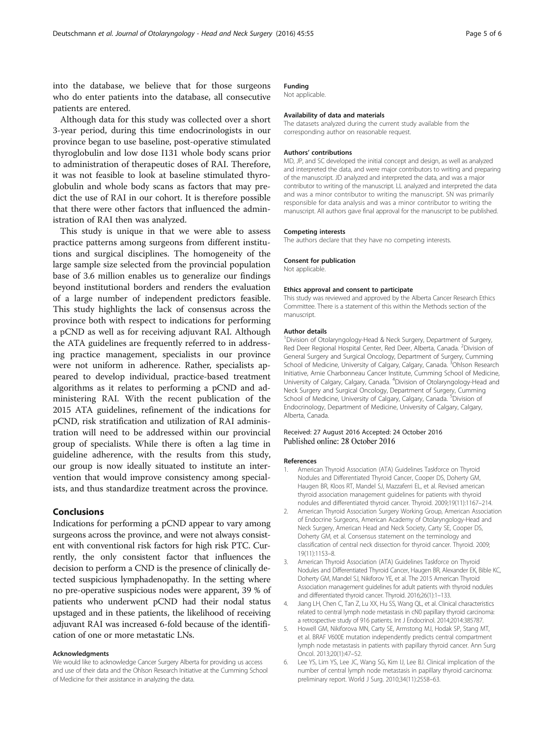into the database, we believe that for those surgeons who do enter patients into the database, all consecutive patients are entered.

Although data for this study was collected over a short 3-year period, during this time endocrinologists in our province began to use baseline, post-operative stimulated thyroglobulin and low dose I131 whole body scans prior to administration of therapeutic doses of RAI. Therefore, it was not feasible to look at baseline stimulated thyroglobulin and whole body scans as factors that may predict the use of RAI in our cohort. It is therefore possible that there were other factors that influenced the administration of RAI then was analyzed.

This study is unique in that we were able to assess practice patterns among surgeons from different institutions and surgical disciplines. The homogeneity of the large sample size selected from the provincial population base of 3.6 million enables us to generalize our findings beyond institutional borders and renders the evaluation of a large number of independent predictors feasible. This study highlights the lack of consensus across the province both with respect to indications for performing a pCND as well as for receiving adjuvant RAI. Although the ATA guidelines are frequently referred to in addressing practice management, specialists in our province were not uniform in adherence. Rather, specialists appeared to develop individual, practice-based treatment algorithms as it relates to performing a pCND and administering RAI. With the recent publication of the 2015 ATA guidelines, refinement of the indications for pCND, risk stratification and utilization of RAI administration will need to be addressed within our provincial group of specialists. While there is often a lag time in guideline adherence, with the results from this study, our group is now ideally situated to institute an intervention that would improve consistency among specialists, and thus standardize treatment across the province.

## Conclusions

Indications for performing a pCND appear to vary among surgeons across the province, and were not always consistent with conventional risk factors for high risk PTC. Currently, the only consistent factor that influences the decision to perform a CND is the presence of clinically detected suspicious lymphadenopathy. In the setting where no pre-operative suspicious nodes were apparent, 39 % of patients who underwent pCND had their nodal status upstaged and in these patients, the likelihood of receiving adjuvant RAI was increased 6-fold because of the identification of one or more metastatic LNs.

#### Acknowledgments

We would like to acknowledge Cancer Surgery Alberta for providing us access and use of their data and the Ohlson Research Initiative at the Cumming School of Medicine for their assistance in analyzing the data.

#### Funding

Not applicable.

#### Availability of data and materials

The datasets analyzed during the current study available from the corresponding author on reasonable request.

#### Authors' contributions

MD, JP, and SC developed the initial concept and design, as well as analyzed and interpreted the data, and were major contributors to writing and preparing of the manuscript. JD analyzed and interpreted the data, and was a major contributor to writing of the manuscript. LL analyzed and interpreted the data and was a minor contributor to writing the manuscript. SN was primarily responsible for data analysis and was a minor contributor to writing the manuscript. All authors gave final approval for the manuscript to be published.

#### Competing interests

The authors declare that they have no competing interests.

#### Consent for publication

Not applicable.

#### Ethics approval and consent to participate

This study was reviewed and approved by the Alberta Cancer Research Ethics Committee. There is a statement of this within the Methods section of the manuscript.

#### Author details

[1]Division of Otolaryngology-Head & Neck Surgery, Department of Surgery, Red Deer Regional Hospital Center, Red Deer, Alberta, Canada. [2]Division of General Surgery and Surgical Oncology, Department of Surgery, Cumming School of Medicine, University of Calgary, Calgary, Canada. [3]Ohlson Research Initiative, Arnie Charbonneau Cancer Institute, Cumming School of Medicine, University of Calgary, Calgary, Canada. [4]Division of Otolaryngology-Head and Neck Surgery and Surgical Oncology, Department of Surgery, Cumming School of Medicine, University of Calgary, Calgary, Canada. [5]Division of Endocrinology, Department of Medicine, University of Calgary, Calgary, Alberta, Canada.

Received: 27 August 2016 Accepted: 24 October 2016
Published online: 28 October 2016

#### References

1. American Thyroid Association (ATA) Guidelines Taskforce on Thyroid Nodules and Differentiated Thyroid Cancer, Cooper DS, Doherty GM, Haugen BR, Kloos RT, Mandel SJ, Mazzaferri EL, et al. Revised american thyroid association management guidelines for patients with thyroid nodules and differentiated thyroid cancer. Thyroid. 2009;19(11):1167–214.
2. American Thyroid Association Surgery Working Group, American Association of Endocrine Surgeons, American Academy of Otolaryngology-Head and Neck Surgery, American Head and Neck Society, Carty SE, Cooper DS, Doherty GM, et al. Consensus statement on the terminology and classification of central neck dissection for thyroid cancer. Thyroid. 2009; 19(11):1153–8.
3. American Thyroid Association (ATA) Guidelines Taskforce on Thyroid Nodules and Differentiated Thyroid Cancer, Haugen BR, Alexander EK, Bible KC, Doherty GM, Mandel SJ, Nikiforov YE, et al. The 2015 American Thyroid Association management guidelines for adult patients with thyroid nodules and differentiated thyroid cancer. Thyroid. 2016;26(1):1–133.
4. Jiang LH, Chen C, Tan Z, Lu XX, Hu SS, Wang QL, et al. Clinical characteristics related to central lymph node metastasis in cN0 papillary thyroid carcinoma: a retrospective study of 916 patients. Int J Endocrinol. 2014;2014:385787.
5. Howell GM, Nikiforova MN, Carty SE, Armstong MJ, Hodak SP, Stang MT, et al. BRAF V600E mutation independently predicts central compartment lymph node metastasis in patients with papillary thyroid cancer. Ann Surg Oncol. 2013;20(1):47–52.
6. Lee YS, Lim YS, Lee JC, Wang SG, Kim IJ, Lee BJ. Clinical implication of the number of central lymph node metastasis in papillary thyroid carcinoma: preliminary report. World J Surg. 2010;34(11):2558–63.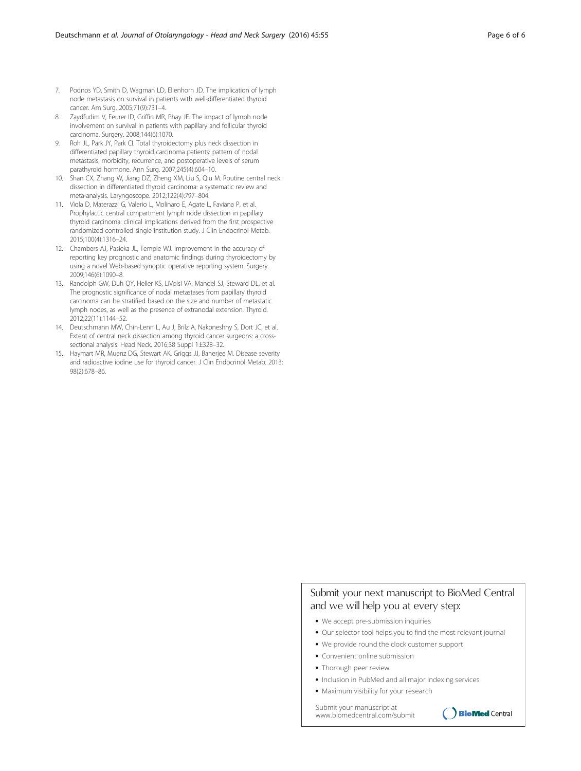7. Podnos YD, Smith D, Wagman LD, Ellenhorn JD. The implication of lymph node metastasis on survival in patients with well-differentiated thyroid cancer. Am Surg. 2005;71(9):731–4.
8. Zaydfudim V, Feurer ID, Griffin MR, Phay JE. The impact of lymph node involvement on survival in patients with papillary and follicular thyroid carcinoma. Surgery. 2008;144(6):1070.
9. Roh JL, Park JY, Park CI. Total thyroidectomy plus neck dissection in differentiated papillary thyroid carcinoma patients: pattern of nodal metastasis, morbidity, recurrence, and postoperative levels of serum parathyroid hormone. Ann Surg. 2007;245(4):604–10.
10. Shan CX, Zhang W, Jiang DZ, Zheng XM, Liu S, Qiu M. Routine central neck dissection in differentiated thyroid carcinoma: a systematic review and meta-analysis. Laryngoscope. 2012;122(4):797–804.
11. Viola D, Materazzi G, Valerio L, Molinaro E, Agate L, Faviana P, et al. Prophylactic central compartment lymph node dissection in papillary thyroid carcinoma: clinical implications derived from the first prospective randomized controlled single institution study. J Clin Endocrinol Metab. 2015;100(4):1316–24.
12. Chambers AJ, Pasieka JL, Temple WJ. Improvement in the accuracy of reporting key prognostic and anatomic findings during thyroidectomy by using a novel Web-based synoptic operative reporting system. Surgery. 2009;146(6):1090–8.
13. Randolph GW, Duh QY, Heller KS, LiVolsi VA, Mandel SJ, Steward DL, et al. The prognostic significance of nodal metastases from papillary thyroid carcinoma can be stratified based on the size and number of metastatic lymph nodes, as well as the presence of extranodal extension. Thyroid. 2012;22(11):1144–52.
14. Deutschmann MW, Chin-Lenn L, Au J, Brilz A, Nakoneshny S, Dort JC, et al. Extent of central neck dissection among thyroid cancer surgeons: a cross-sectional analysis. Head Neck. 2016;38 Suppl 1:E328–32.
15. Haymart MR, Muenz DG, Stewart AK, Griggs JJ, Banerjee M. Disease severity and radioactive iodine use for thyroid cancer. J Clin Endocrinol Metab. 2013; 98(2):678–86.

Submit your next manuscript to BioMed Central and we will help you at every step:

- We accept pre-submission inquiries
- Our selector tool helps you to find the most relevant journal
- We provide round the clock customer support
- Convenient online submission
- Thorough peer review
- Inclusion in PubMed and all major indexing services
- Maximum visibility for your research

Submit your manuscript at www.biomedcentral.com/submit

BioMed Central